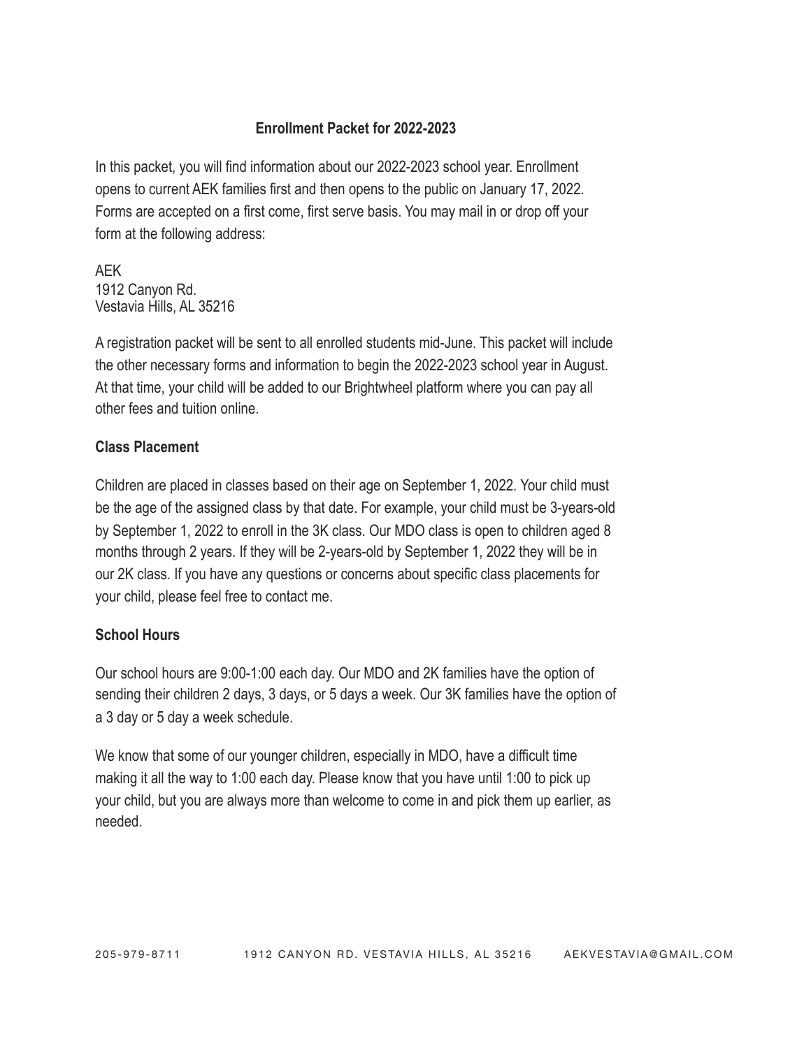## Enrollment Packet for 2022-2023

In this packet, you will find information about our 2022-2023 school year. Enrollment opens to current AEK families first and then opens to the public on January 17, 2022. Forms are accepted on a first come, first serve basis. You may mail in or drop off your form at the following address:

AEK
1912 Canyon Rd.
Vestavia Hills, AL 35216

A registration packet will be sent to all enrolled students mid-June. This packet will include the other necessary forms and information to begin the 2022-2023 school year in August. At that time, your child will be added to our Brightwheel platform where you can pay all other fees and tuition online.

### Class Placement

Children are placed in classes based on their age on September 1, 2022. Your child must be the age of the assigned class by that date. For example, your child must be 3-years-old by September 1, 2022 to enroll in the 3K class. Our MDO class is open to children aged 8 months through 2 years. If they will be 2-years-old by September 1, 2022 they will be in our 2K class. If you have any questions or concerns about specific class placements for your child, please feel free to contact me.

### School Hours

Our school hours are 9:00-1:00 each day. Our MDO and 2K families have the option of sending their children 2 days, 3 days, or 5 days a week. Our 3K families have the option of a 3 day or 5 day a week schedule.

We know that some of our younger children, especially in MDO, have a difficult time making it all the way to 1:00 each day. Please know that you have until 1:00 to pick up your child, but you are always more than welcome to come in and pick them up earlier, as needed.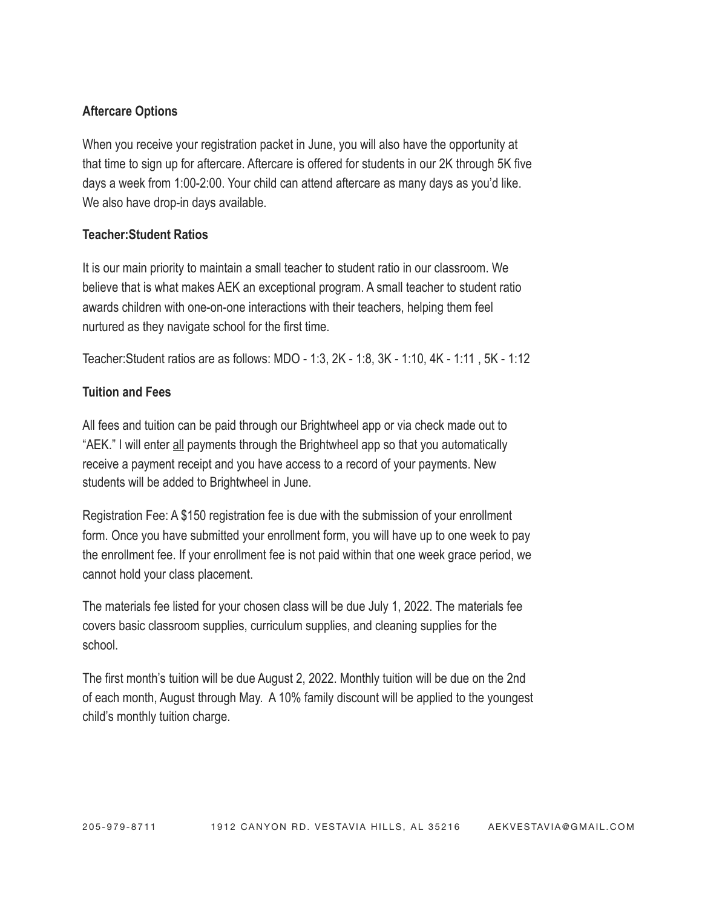**Aftercare Options**

When you receive your registration packet in June, you will also have the opportunity at that time to sign up for aftercare. Aftercare is offered for students in our 2K through 5K five days a week from 1:00-2:00. Your child can attend aftercare as many days as you'd like. We also have drop-in days available.

**Teacher:Student Ratios**

It is our main priority to maintain a small teacher to student ratio in our classroom. We believe that is what makes AEK an exceptional program. A small teacher to student ratio awards children with one-on-one interactions with their teachers, helping them feel nurtured as they navigate school for the first time.

Teacher:Student ratios are as follows: MDO - 1:3, 2K - 1:8, 3K - 1:10, 4K - 1:11 , 5K - 1:12

**Tuition and Fees**

All fees and tuition can be paid through our Brightwheel app or via check made out to "AEK." I will enter <u>all</u> payments through the Brightwheel app so that you automatically receive a payment receipt and you have access to a record of your payments. New students will be added to Brightwheel in June.

Registration Fee: A $150 registration fee is due with the submission of your enrollment form. Once you have submitted your enrollment form, you will have up to one week to pay the enrollment fee. If your enrollment fee is not paid within that one week grace period, we cannot hold your class placement.

The materials fee listed for your chosen class will be due July 1, 2022. The materials fee covers basic classroom supplies, curriculum supplies, and cleaning supplies for the school.

The first month's tuition will be due August 2, 2022. Monthly tuition will be due on the 2nd of each month, August through May. A 10% family discount will be applied to the youngest child's monthly tuition charge.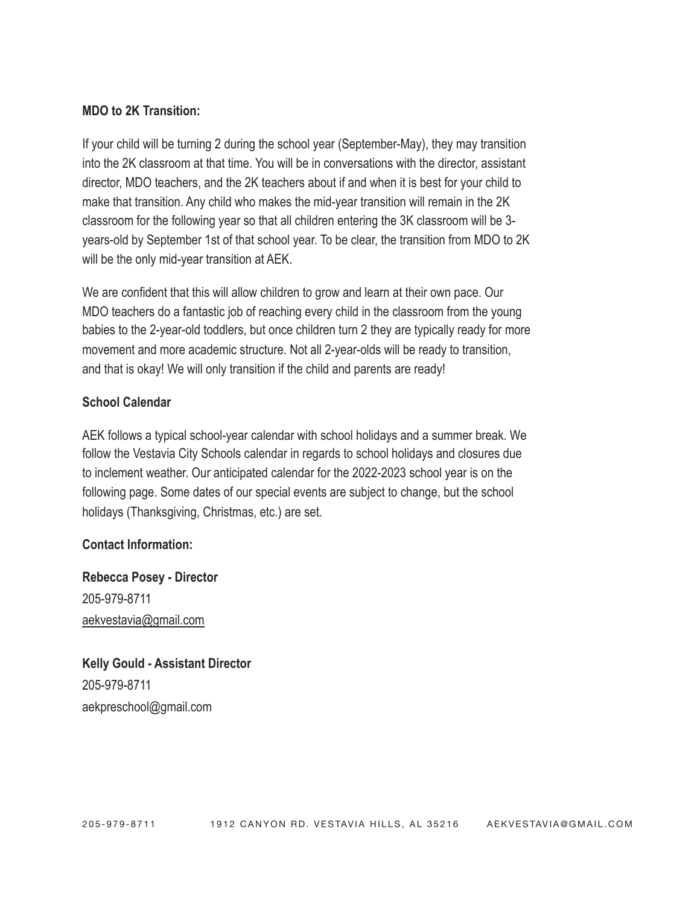**MDO to 2K Transition:**

If your child will be turning 2 during the school year (September-May), they may transition into the 2K classroom at that time. You will be in conversations with the director, assistant director, MDO teachers, and the 2K teachers about if and when it is best for your child to make that transition. Any child who makes the mid-year transition will remain in the 2K classroom for the following year so that all children entering the 3K classroom will be 3-years-old by September 1st of that school year. To be clear, the transition from MDO to 2K will be the only mid-year transition at AEK.

We are confident that this will allow children to grow and learn at their own pace. Our MDO teachers do a fantastic job of reaching every child in the classroom from the young babies to the 2-year-old toddlers, but once children turn 2 they are typically ready for more movement and more academic structure. Not all 2-year-olds will be ready to transition, and that is okay! We will only transition if the child and parents are ready!

**School Calendar**

AEK follows a typical school-year calendar with school holidays and a summer break. We follow the Vestavia City Schools calendar in regards to school holidays and closures due to inclement weather. Our anticipated calendar for the 2022-2023 school year is on the following page. Some dates of our special events are subject to change, but the school holidays (Thanksgiving, Christmas, etc.) are set.

**Contact Information:**

**Rebecca Posey - Director**
205-979-8711
aekvestavia@gmail.com

**Kelly Gould - Assistant Director**
205-979-8711
aekpreschool@gmail.com